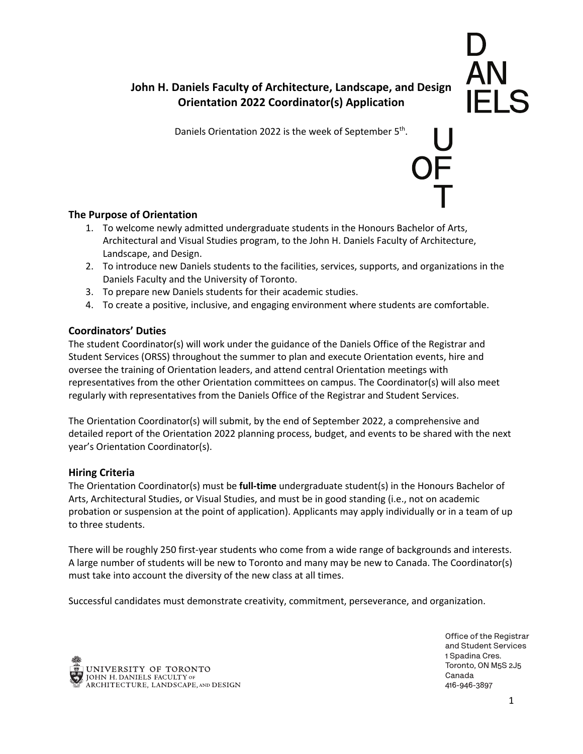# John H. Daniels Faculty of Architecture, Landscape, and Design
## Orientation 2022 Coordinator(s) Application

Daniels Orientation 2022 is the week of September 5th.

### The Purpose of Orientation

1. To welcome newly admitted undergraduate students in the Honours Bachelor of Arts, Architectural and Visual Studies program, to the John H. Daniels Faculty of Architecture, Landscape, and Design.
2. To introduce new Daniels students to the facilities, services, supports, and organizations in the Daniels Faculty and the University of Toronto.
3. To prepare new Daniels students for their academic studies.
4. To create a positive, inclusive, and engaging environment where students are comfortable.

### Coordinators' Duties

The student Coordinator(s) will work under the guidance of the Daniels Office of the Registrar and Student Services (ORSS) throughout the summer to plan and execute Orientation events, hire and oversee the training of Orientation leaders, and attend central Orientation meetings with representatives from the other Orientation committees on campus. The Coordinator(s) will also meet regularly with representatives from the Daniels Office of the Registrar and Student Services.

The Orientation Coordinator(s) will submit, by the end of September 2022, a comprehensive and detailed report of the Orientation 2022 planning process, budget, and events to be shared with the next year's Orientation Coordinator(s).

### Hiring Criteria

The Orientation Coordinator(s) must be **full-time** undergraduate student(s) in the Honours Bachelor of Arts, Architectural Studies, or Visual Studies, and must be in good standing (i.e., not on academic probation or suspension at the point of application). Applicants may apply individually or in a team of up to three students.

There will be roughly 250 first-year students who come from a wide range of backgrounds and interests. A large number of students will be new to Toronto and many may be new to Canada. The Coordinator(s) must take into account the diversity of the new class at all times.

Successful candidates must demonstrate creativity, commitment, perseverance, and organization.

Office of the Registrar and Student Services
1 Spadina Cres.
Toronto, ON M5S 2J5
Canada
416-946-3897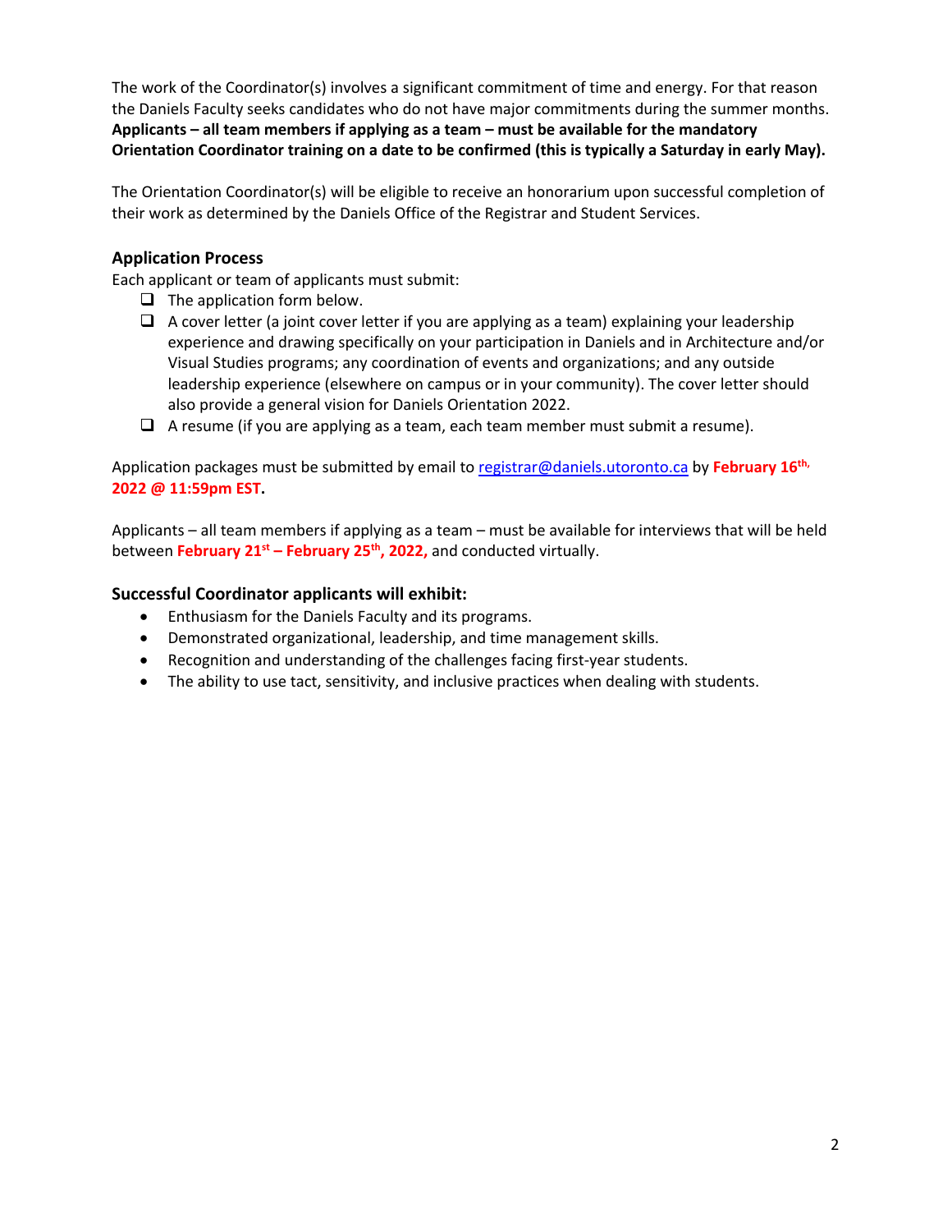The work of the Coordinator(s) involves a significant commitment of time and energy. For that reason the Daniels Faculty seeks candidates who do not have major commitments during the summer months. **Applicants – all team members if applying as a team – must be available for the mandatory Orientation Coordinator training on a date to be confirmed (this is typically a Saturday in early May).**

The Orientation Coordinator(s) will be eligible to receive an honorarium upon successful completion of their work as determined by the Daniels Office of the Registrar and Student Services.

### Application Process

Each applicant or team of applicants must submit:

- [ ] The application form below.
- [ ] A cover letter (a joint cover letter if you are applying as a team) explaining your leadership experience and drawing specifically on your participation in Daniels and in Architecture and/or Visual Studies programs; any coordination of events and organizations; and any outside leadership experience (elsewhere on campus or in your community). The cover letter should also provide a general vision for Daniels Orientation 2022.
- [ ] A resume (if you are applying as a team, each team member must submit a resume).

Application packages must be submitted by email to registrar@daniels.utoronto.ca by **February 16th, 2022 @ 11:59pm EST.**

Applicants – all team members if applying as a team – must be available for interviews that will be held between **February 21st – February 25th, 2022,** and conducted virtually.

### Successful Coordinator applicants will exhibit:

- Enthusiasm for the Daniels Faculty and its programs.
- Demonstrated organizational, leadership, and time management skills.
- Recognition and understanding of the challenges facing first-year students.
- The ability to use tact, sensitivity, and inclusive practices when dealing with students.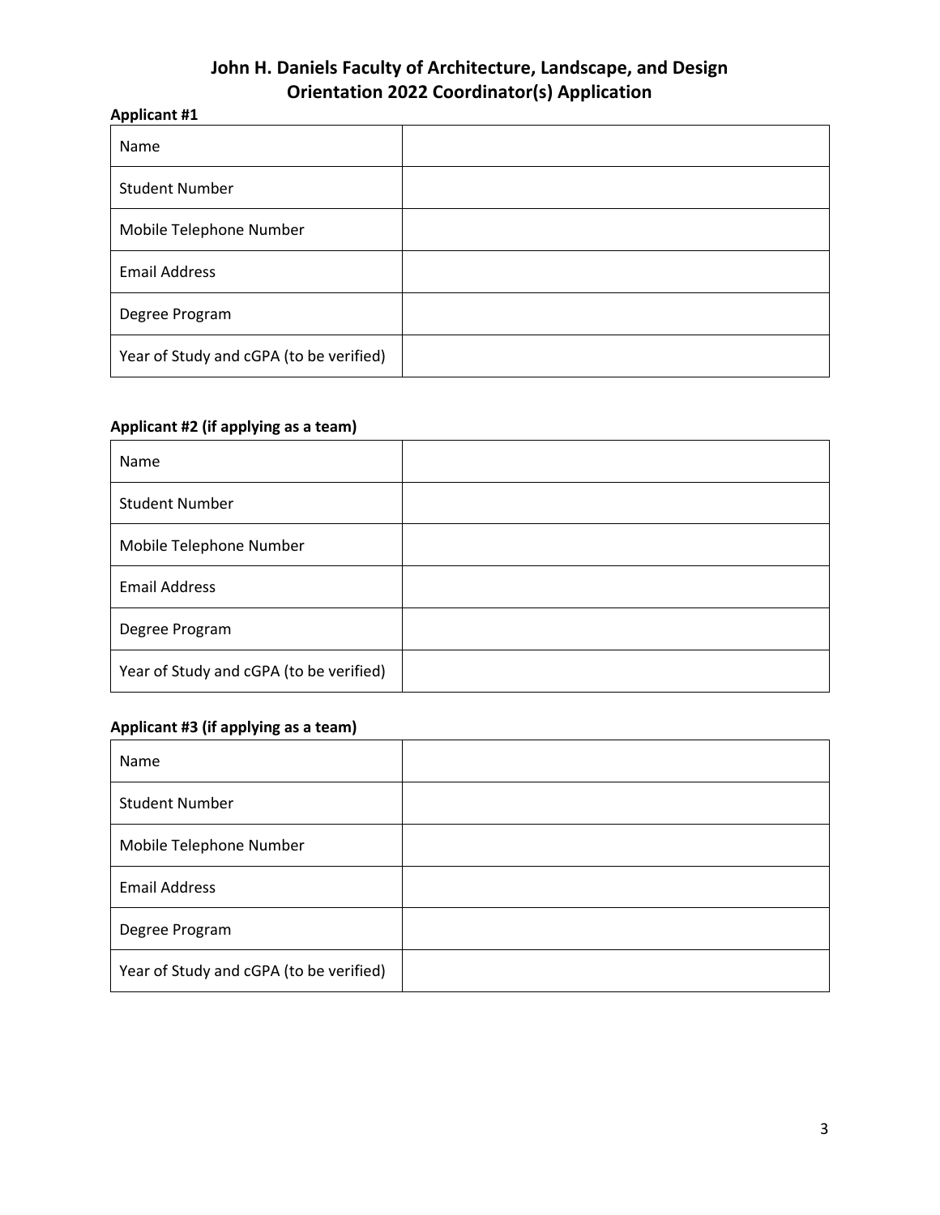# John H. Daniels Faculty of Architecture, Landscape, and Design
# Orientation 2022 Coordinator(s) Application

**Applicant #1**

| | |
|---|---|
| Name | |
| Student Number | |
| Mobile Telephone Number | |
| Email Address | |
| Degree Program | |
| Year of Study and cGPA (to be verified) | |

**Applicant #2 (if applying as a team)**

| | |
|---|---|
| Name | |
| Student Number | |
| Mobile Telephone Number | |
| Email Address | |
| Degree Program | |
| Year of Study and cGPA (to be verified) | |

**Applicant #3 (if applying as a team)**

| | |
|---|---|
| Name | |
| Student Number | |
| Mobile Telephone Number | |
| Email Address | |
| Degree Program | |
| Year of Study and cGPA (to be verified) | |